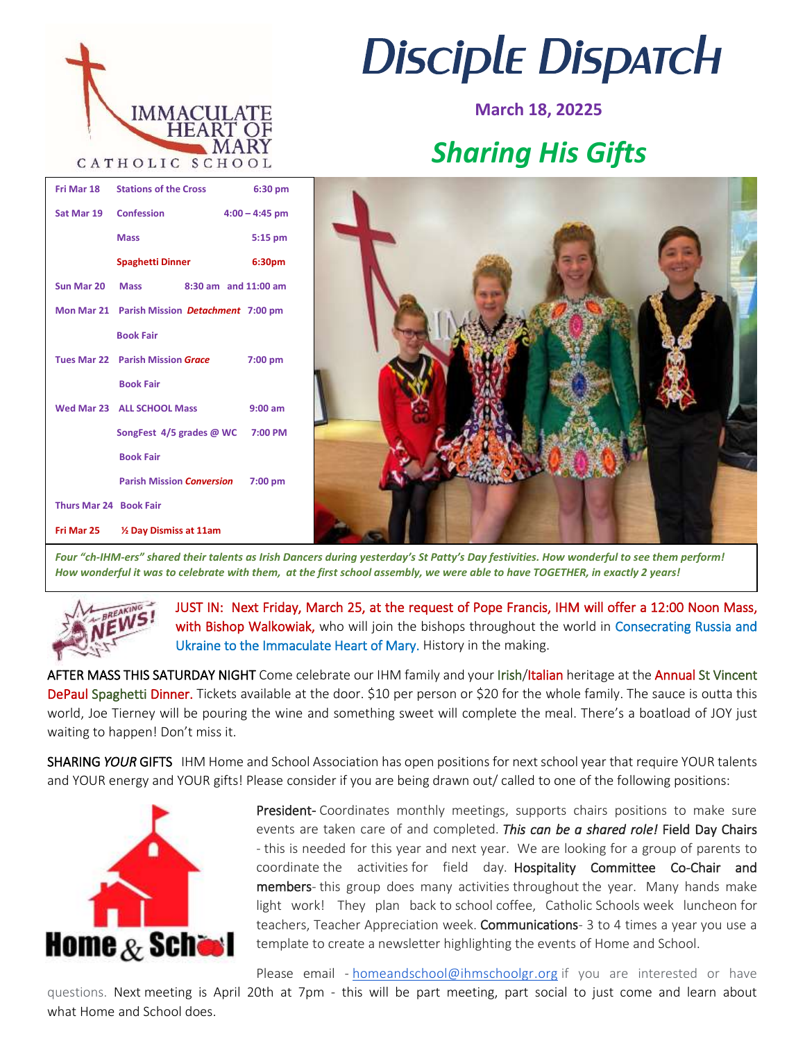IMMACULATE HEART OF MARY
CATHOLIC SCHOOL

# Disciple Dispatch

**March 18, 20225**

## *Sharing His Gifts*

| | | |
|---|---|---|
| **Fri Mar 18** | **Stations of the Cross** | **6:30 pm** |
| **Sat Mar 19** | **Confession** | **4:00 – 4:45 pm** |
| | **Mass** | **5:15 pm** |
| | **Spaghetti Dinner** | **6:30pm** |
| **Sun Mar 20** | **Mass** | **8:30 am and 11:00 am** |
| **Mon Mar 21** | **Parish Mission *Detachment*** | **7:00 pm** |
| | **Book Fair** | |
| **Tues Mar 22** | **Parish Mission *Grace*** | **7:00 pm** |
| | **Book Fair** | |
| **Wed Mar 23** | **ALL SCHOOL Mass** | **9:00 am** |
| | **SongFest 4/5 grades @ WC** | **7:00 PM** |
| | **Book Fair** | |
| | **Parish Mission *Conversion*** | **7:00 pm** |
| **Thurs Mar 24** | **Book Fair** | |
| **Fri Mar 25** | **½ Day Dismiss at 11am** | |

***Four "ch-IHM-ers" shared their talents as Irish Dancers during yesterday's St Patty's Day festivities. How wonderful to see them perform! How wonderful it was to celebrate with them, at the first school assembly, we were able to have TOGETHER, in exactly 2 years!***

BREAKING NEWS!

JUST IN: Next Friday, March 25, at the request of Pope Francis, IHM will offer a 12:00 Noon Mass, with Bishop Walkowiak, who will join the bishops throughout the world in Consecrating Russia and Ukraine to the Immaculate Heart of Mary. History in the making.

AFTER MASS THIS SATURDAY NIGHT Come celebrate our IHM family and your Irish/Italian heritage at the Annual St Vincent DePaul Spaghetti Dinner. Tickets available at the door. $10 per person or $20 for the whole family. The sauce is outta this world, Joe Tierney will be pouring the wine and something sweet will complete the meal. There's a boatload of JOY just waiting to happen! Don't miss it.

SHARING *YOUR* GIFTS IHM Home and School Association has open positions for next school year that require YOUR talents and YOUR energy and YOUR gifts! Please consider if you are being drawn out/ called to one of the following positions:

Home & School

President- Coordinates monthly meetings, supports chairs positions to make sure events are taken care of and completed. ***This can be a shared role!*** Field Day Chairs - this is needed for this year and next year. We are looking for a group of parents to coordinate the activities for field day. Hospitality Committee Co-Chair and members- this group does many activities throughout the year. Many hands make light work! They plan back to school coffee, Catholic Schools week luncheon for teachers, Teacher Appreciation week. Communications- 3 to 4 times a year you use a template to create a newsletter highlighting the events of Home and School.

Please email - homeandschool@ihmschoolgr.org if you are interested or have questions. Next meeting is April 20th at 7pm - this will be part meeting, part social to just come and learn about what Home and School does.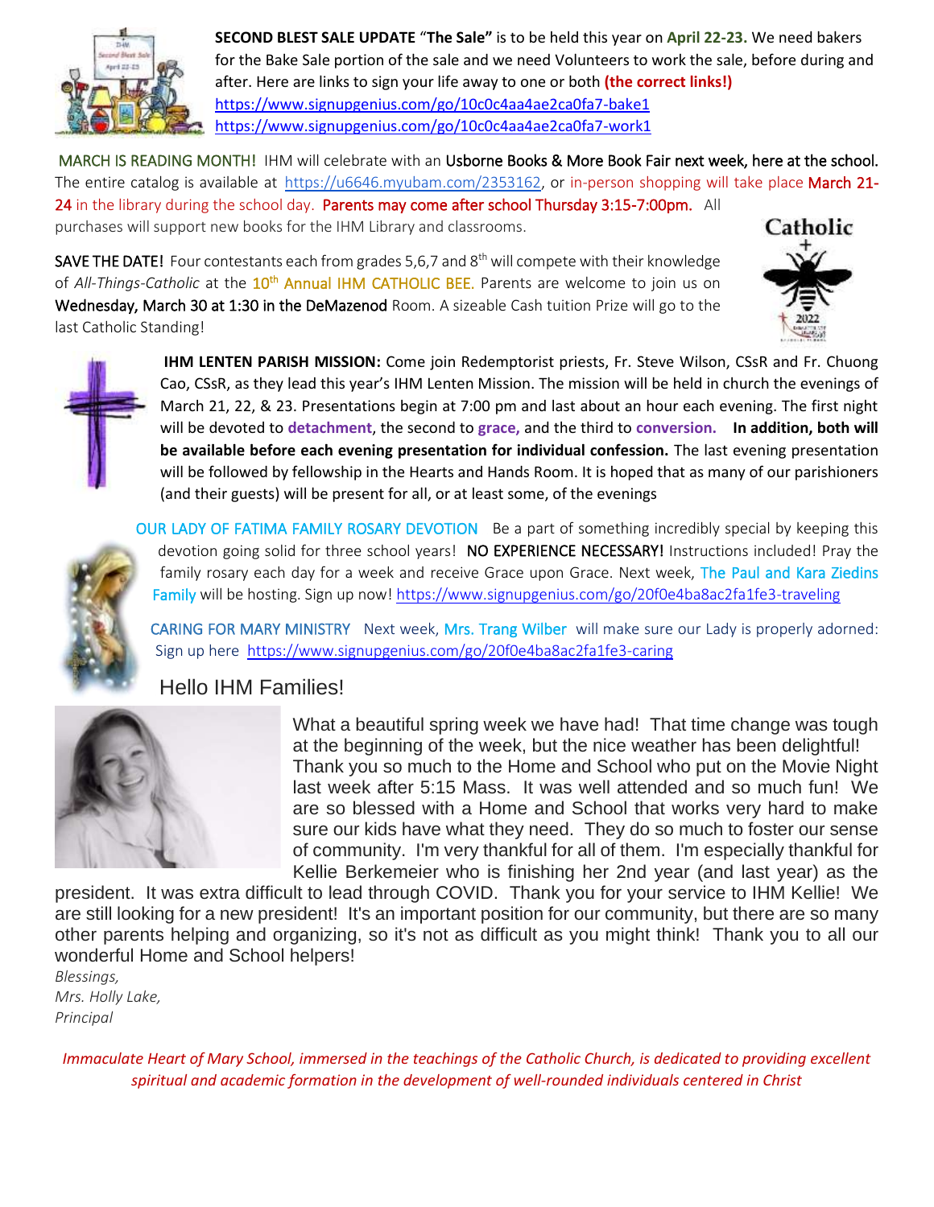**SECOND BLEST SALE UPDATE** "**The Sale"** is to be held this year on **April 22-23.** We need bakers for the Bake Sale portion of the sale and we need Volunteers to work the sale, before during and after. Here are links to sign your life away to one or both **(the correct links!)**
https://www.signupgenius.com/go/10c0c4aa4ae2ca0fa7-bake1
https://www.signupgenius.com/go/10c0c4aa4ae2ca0fa7-work1

MARCH IS READING MONTH! IHM will celebrate with an Usborne Books & More Book Fair next week, here at the school. The entire catalog is available at https://u6646.myubam.com/2353162, or in-person shopping will take place March 21-24 in the library during the school day. Parents may come after school Thursday 3:15-7:00pm. All purchases will support new books for the IHM Library and classrooms.

SAVE THE DATE! Four contestants each from grades 5,6,7 and 8th will compete with their knowledge of *All-Things-Catholic* at the 10th Annual IHM CATHOLIC BEE. Parents are welcome to join us on Wednesday, March 30 at 1:30 in the DeMazenod Room. A sizeable Cash tuition Prize will go to the last Catholic Standing!

**IHM LENTEN PARISH MISSION:** Come join Redemptorist priests, Fr. Steve Wilson, CSsR and Fr. Chuong Cao, CSsR, as they lead this year's IHM Lenten Mission. The mission will be held in church the evenings of March 21, 22, & 23. Presentations begin at 7:00 pm and last about an hour each evening. The first night will be devoted to **detachment**, the second to **grace,** and the third to **conversion.** **In addition, both will be available before each evening presentation for individual confession.** The last evening presentation will be followed by fellowship in the Hearts and Hands Room. It is hoped that as many of our parishioners (and their guests) will be present for all, or at least some, of the evenings

OUR LADY OF FATIMA FAMILY ROSARY DEVOTION Be a part of something incredibly special by keeping this devotion going solid for three school years! NO EXPERIENCE NECESSARY! Instructions included! Pray the family rosary each day for a week and receive Grace upon Grace. Next week, The Paul and Kara Ziedins Family will be hosting. Sign up now! https://www.signupgenius.com/go/20f0e4ba8ac2fa1fe3-traveling

CARING FOR MARY MINISTRY Next week, Mrs. Trang Wilber will make sure our Lady is properly adorned: Sign up here https://www.signupgenius.com/go/20f0e4ba8ac2fa1fe3-caring

## Hello IHM Families!

What a beautiful spring week we have had! That time change was tough at the beginning of the week, but the nice weather has been delightful! Thank you so much to the Home and School who put on the Movie Night last week after 5:15 Mass. It was well attended and so much fun! We are so blessed with a Home and School that works very hard to make sure our kids have what they need. They do so much to foster our sense of community. I'm very thankful for all of them. I'm especially thankful for Kellie Berkemeier who is finishing her 2nd year (and last year) as the president. It was extra difficult to lead through COVID. Thank you for your service to IHM Kellie! We are still looking for a new president! It's an important position for our community, but there are so many other parents helping and organizing, so it's not as difficult as you might think! Thank you to all our wonderful Home and School helpers!

*Blessings,*
*Mrs. Holly Lake,*
*Principal*

*Immaculate Heart of Mary School, immersed in the teachings of the Catholic Church, is dedicated to providing excellent spiritual and academic formation in the development of well-rounded individuals centered in Christ*